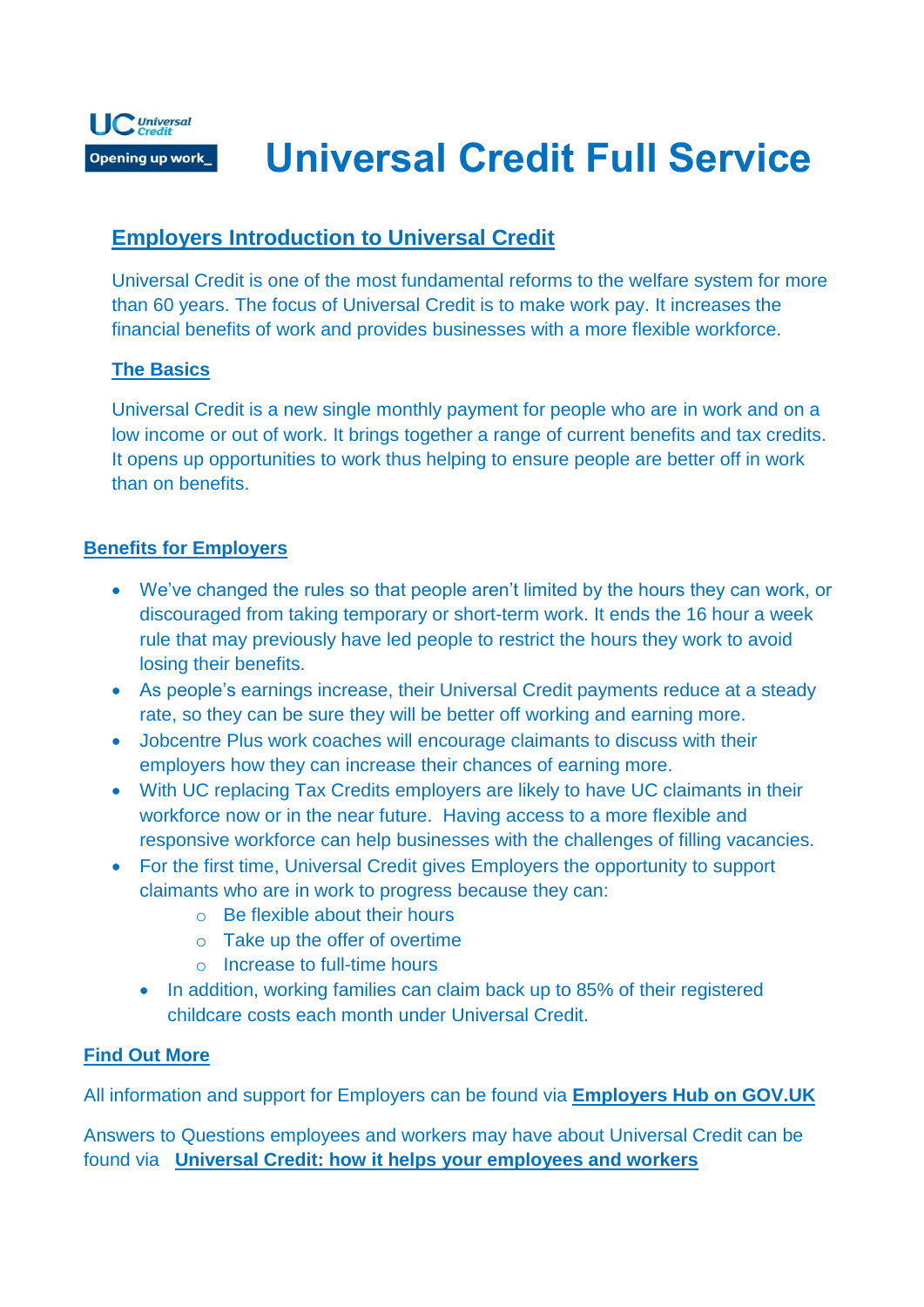Universal Credit
Opening up work_

# Universal Credit Full Service

## Employers Introduction to Universal Credit

Universal Credit is one of the most fundamental reforms to the welfare system for more than 60 years. The focus of Universal Credit is to make work pay. It increases the financial benefits of work and provides businesses with a more flexible workforce.

### The Basics

Universal Credit is a new single monthly payment for people who are in work and on a low income or out of work. It brings together a range of current benefits and tax credits. It opens up opportunities to work thus helping to ensure people are better off in work than on benefits.

### Benefits for Employers

- We've changed the rules so that people aren't limited by the hours they can work, or discouraged from taking temporary or short-term work. It ends the 16 hour a week rule that may previously have led people to restrict the hours they work to avoid losing their benefits.
- As people's earnings increase, their Universal Credit payments reduce at a steady rate, so they can be sure they will be better off working and earning more.
- Jobcentre Plus work coaches will encourage claimants to discuss with their employers how they can increase their chances of earning more.
- With UC replacing Tax Credits employers are likely to have UC claimants in their workforce now or in the near future. Having access to a more flexible and responsive workforce can help businesses with the challenges of filling vacancies.
- For the first time, Universal Credit gives Employers the opportunity to support claimants who are in work to progress because they can:
  - Be flexible about their hours
  - Take up the offer of overtime
  - Increase to full-time hours
- In addition, working families can claim back up to 85% of their registered childcare costs each month under Universal Credit.

### Find Out More

All information and support for Employers can be found via **Employers Hub on GOV.UK**

Answers to Questions employees and workers may have about Universal Credit can be found via **Universal Credit: how it helps your employees and workers**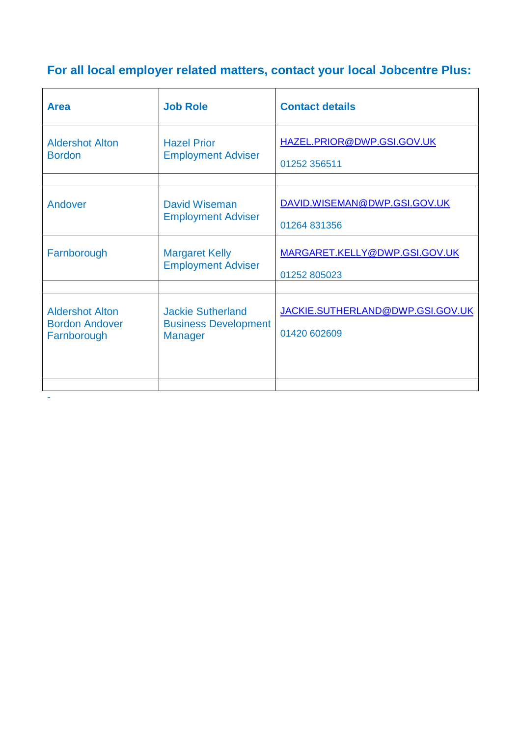## For all local employer related matters, contact your local Jobcentre Plus:

| Area | Job Role | Contact details |
|---|---|---|
| Aldershot Alton Bordon | Hazel Prior Employment Adviser | HAZEL.PRIOR@DWP.GSI.GOV.UK 01252 356511 |
| | | |
| Andover | David Wiseman Employment Adviser | DAVID.WISEMAN@DWP.GSI.GOV.UK 01264 831356 |
| Farnborough | Margaret Kelly Employment Adviser | MARGARET.KELLY@DWP.GSI.GOV.UK 01252 805023 |
| | | |
| Aldershot Alton Bordon Andover Farnborough | Jackie Sutherland Business Development Manager | JACKIE.SUTHERLAND@DWP.GSI.GOV.UK 01420 602609 |
| | | |

-